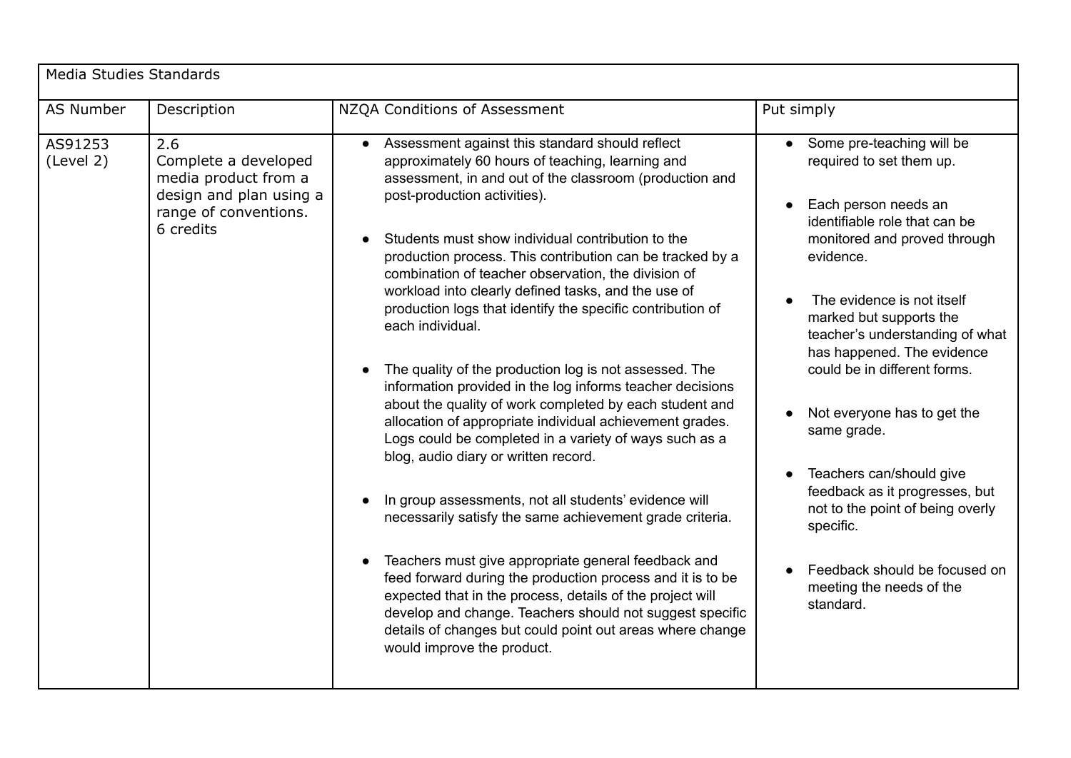| Media Studies Standards | | | |
|---|---|---|---|
| AS Number | Description | NZQA Conditions of Assessment | Put simply |
| AS91253 (Level 2) | 2.6 Complete a developed media product from a design and plan using a range of conventions. 6 credits | • Assessment against this standard should reflect approximately 60 hours of teaching, learning and assessment, in and out of the classroom (production and post-production activities).<br><br>• Students must show individual contribution to the production process. This contribution can be tracked by a combination of teacher observation, the division of workload into clearly defined tasks, and the use of production logs that identify the specific contribution of each individual.<br><br>• The quality of the production log is not assessed. The information provided in the log informs teacher decisions about the quality of work completed by each student and allocation of appropriate individual achievement grades. Logs could be completed in a variety of ways such as a blog, audio diary or written record.<br><br>• In group assessments, not all students' evidence will necessarily satisfy the same achievement grade criteria.<br><br>• Teachers must give appropriate general feedback and feed forward during the production process and it is to be expected that in the process, details of the project will develop and change. Teachers should not suggest specific details of changes but could point out areas where change would improve the product. | • Some pre-teaching will be required to set them up.<br><br>• Each person needs an identifiable role that can be monitored and proved through evidence.<br><br>• The evidence is not itself marked but supports the teacher's understanding of what has happened. The evidence could be in different forms.<br><br>• Not everyone has to get the same grade.<br><br>• Teachers can/should give feedback as it progresses, but not to the point of being overly specific.<br><br>• Feedback should be focused on meeting the needs of the standard. |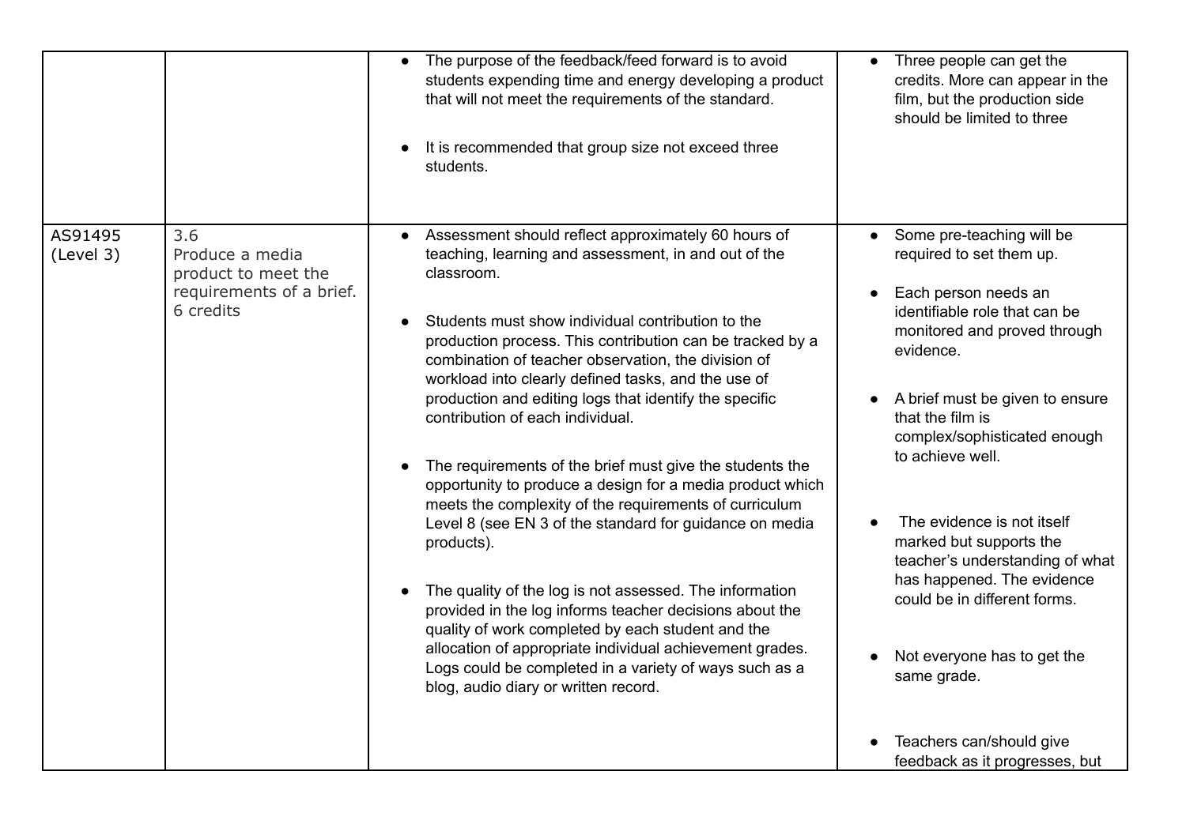| | | | |
|---|---|---|---|
| | | • The purpose of the feedback/feed forward is to avoid students expending time and energy developing a product that will not meet the requirements of the standard.<br><br>• It is recommended that group size not exceed three students. | • Three people can get the credits. More can appear in the film, but the production side should be limited to three |
| AS91495 (Level 3) | 3.6 Produce a media product to meet the requirements of a brief. 6 credits | • Assessment should reflect approximately 60 hours of teaching, learning and assessment, in and out of the classroom.<br><br>• Students must show individual contribution to the production process. This contribution can be tracked by a combination of teacher observation, the division of workload into clearly defined tasks, and the use of production and editing logs that identify the specific contribution of each individual.<br><br>• The requirements of the brief must give the students the opportunity to produce a design for a media product which meets the complexity of the requirements of curriculum Level 8 (see EN 3 of the standard for guidance on media products).<br><br>• The quality of the log is not assessed. The information provided in the log informs teacher decisions about the quality of work completed by each student and the allocation of appropriate individual achievement grades. Logs could be completed in a variety of ways such as a blog, audio diary or written record. | • Some pre-teaching will be required to set them up.<br><br>• Each person needs an identifiable role that can be monitored and proved through evidence.<br><br>• A brief must be given to ensure that the film is complex/sophisticated enough to achieve well.<br><br>• The evidence is not itself marked but supports the teacher's understanding of what has happened. The evidence could be in different forms.<br><br>• Not everyone has to get the same grade.<br><br>• Teachers can/should give feedback as it progresses, but |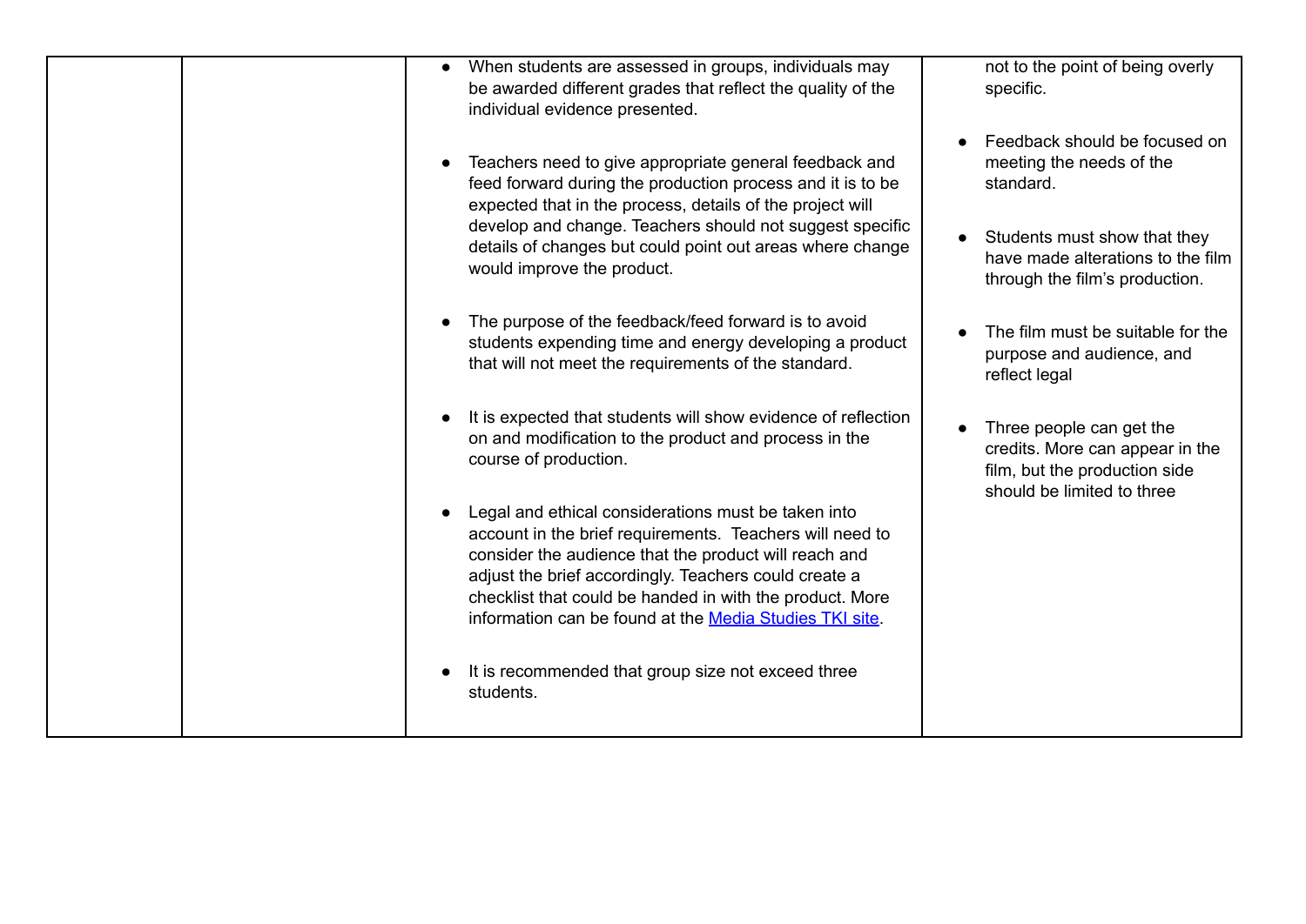| | | | |
|---|---|---|---|
| | | • When students are assessed in groups, individuals may be awarded different grades that reflect the quality of the individual evidence presented.<br><br>• Teachers need to give appropriate general feedback and feed forward during the production process and it is to be expected that in the process, details of the project will develop and change. Teachers should not suggest specific details of changes but could point out areas where change would improve the product.<br><br>• The purpose of the feedback/feed forward is to avoid students expending time and energy developing a product that will not meet the requirements of the standard.<br><br>• It is expected that students will show evidence of reflection on and modification to the product and process in the course of production.<br><br>• Legal and ethical considerations must be taken into account in the brief requirements. Teachers will need to consider the audience that the product will reach and adjust the brief accordingly. Teachers could create a checklist that could be handed in with the product. More information can be found at the [Media Studies TKI site](Media Studies TKI site).<br><br>• It is recommended that group size not exceed three students. | not to the point of being overly specific.<br><br>• Feedback should be focused on meeting the needs of the standard.<br><br>• Students must show that they have made alterations to the film through the film's production.<br><br>• The film must be suitable for the purpose and audience, and reflect legal<br><br>• Three people can get the credits. More can appear in the film, but the production side should be limited to three |